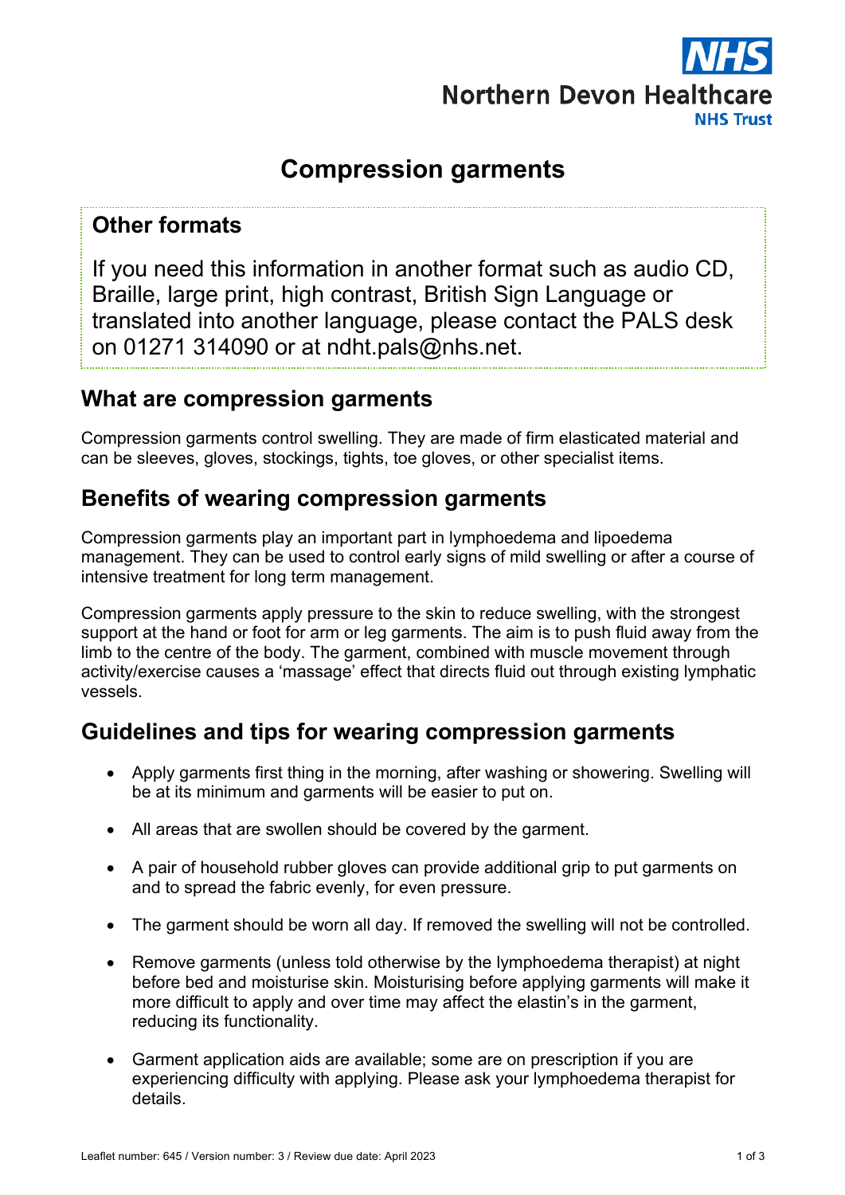Northern Devon Healthcare NHS Trust

# Compression garments

## Other formats

If you need this information in another format such as audio CD, Braille, large print, high contrast, British Sign Language or translated into another language, please contact the PALS desk on 01271 314090 or at ndht.pals@nhs.net.

## What are compression garments

Compression garments control swelling. They are made of firm elasticated material and can be sleeves, gloves, stockings, tights, toe gloves, or other specialist items.

## Benefits of wearing compression garments

Compression garments play an important part in lymphoedema and lipoedema management. They can be used to control early signs of mild swelling or after a course of intensive treatment for long term management.

Compression garments apply pressure to the skin to reduce swelling, with the strongest support at the hand or foot for arm or leg garments. The aim is to push fluid away from the limb to the centre of the body. The garment, combined with muscle movement through activity/exercise causes a 'massage' effect that directs fluid out through existing lymphatic vessels.

## Guidelines and tips for wearing compression garments

- Apply garments first thing in the morning, after washing or showering. Swelling will be at its minimum and garments will be easier to put on.
- All areas that are swollen should be covered by the garment.
- A pair of household rubber gloves can provide additional grip to put garments on and to spread the fabric evenly, for even pressure.
- The garment should be worn all day. If removed the swelling will not be controlled.
- Remove garments (unless told otherwise by the lymphoedema therapist) at night before bed and moisturise skin. Moisturising before applying garments will make it more difficult to apply and over time may affect the elastin's in the garment, reducing its functionality.
- Garment application aids are available; some are on prescription if you are experiencing difficulty with applying. Please ask your lymphoedema therapist for details.

Leaflet number: 645 / Version number: 3 / Review due date: April 2023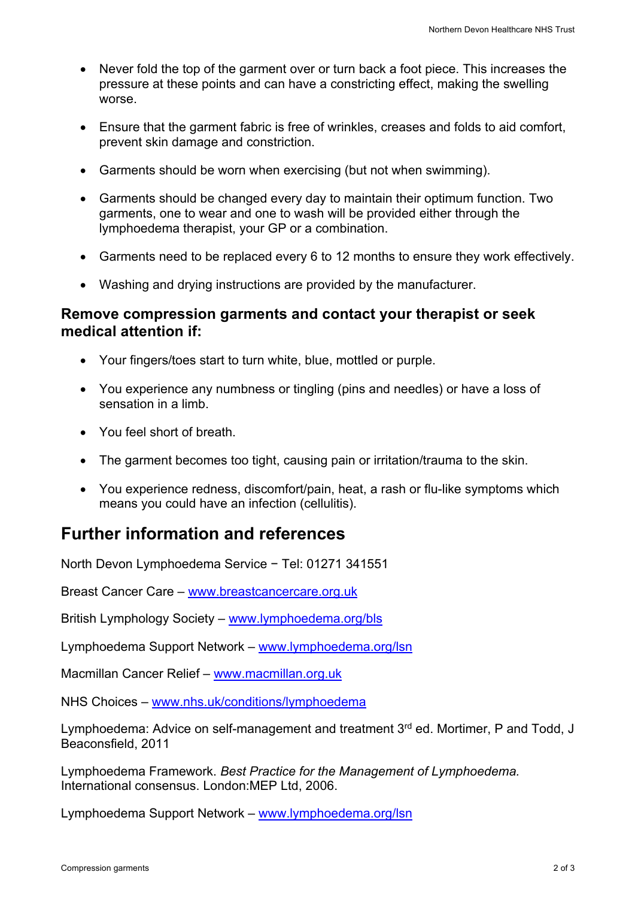- Never fold the top of the garment over or turn back a foot piece. This increases the pressure at these points and can have a constricting effect, making the swelling worse.

- Ensure that the garment fabric is free of wrinkles, creases and folds to aid comfort, prevent skin damage and constriction.

- Garments should be worn when exercising (but not when swimming).

- Garments should be changed every day to maintain their optimum function. Two garments, one to wear and one to wash will be provided either through the lymphoedema therapist, your GP or a combination.

- Garments need to be replaced every 6 to 12 months to ensure they work effectively.

- Washing and drying instructions are provided by the manufacturer.

### Remove compression garments and contact your therapist or seek medical attention if:

- Your fingers/toes start to turn white, blue, mottled or purple.

- You experience any numbness or tingling (pins and needles) or have a loss of sensation in a limb.

- You feel short of breath.

- The garment becomes too tight, causing pain or irritation/trauma to the skin.

- You experience redness, discomfort/pain, heat, a rash or flu-like symptoms which means you could have an infection (cellulitis).

## Further information and references

North Devon Lymphoedema Service − Tel: 01271 341551

Breast Cancer Care – www.breastcancercare.org.uk

British Lymphology Society – www.lymphoedema.org/bls

Lymphoedema Support Network – www.lymphoedema.org/lsn

Macmillan Cancer Relief – www.macmillan.org.uk

NHS Choices – www.nhs.uk/conditions/lymphoedema

Lymphoedema: Advice on self-management and treatment 3rd ed. Mortimer, P and Todd, J Beaconsfield, 2011

Lymphoedema Framework. *Best Practice for the Management of Lymphoedema.* International consensus. London:MEP Ltd, 2006.

Lymphoedema Support Network – www.lymphoedema.org/lsn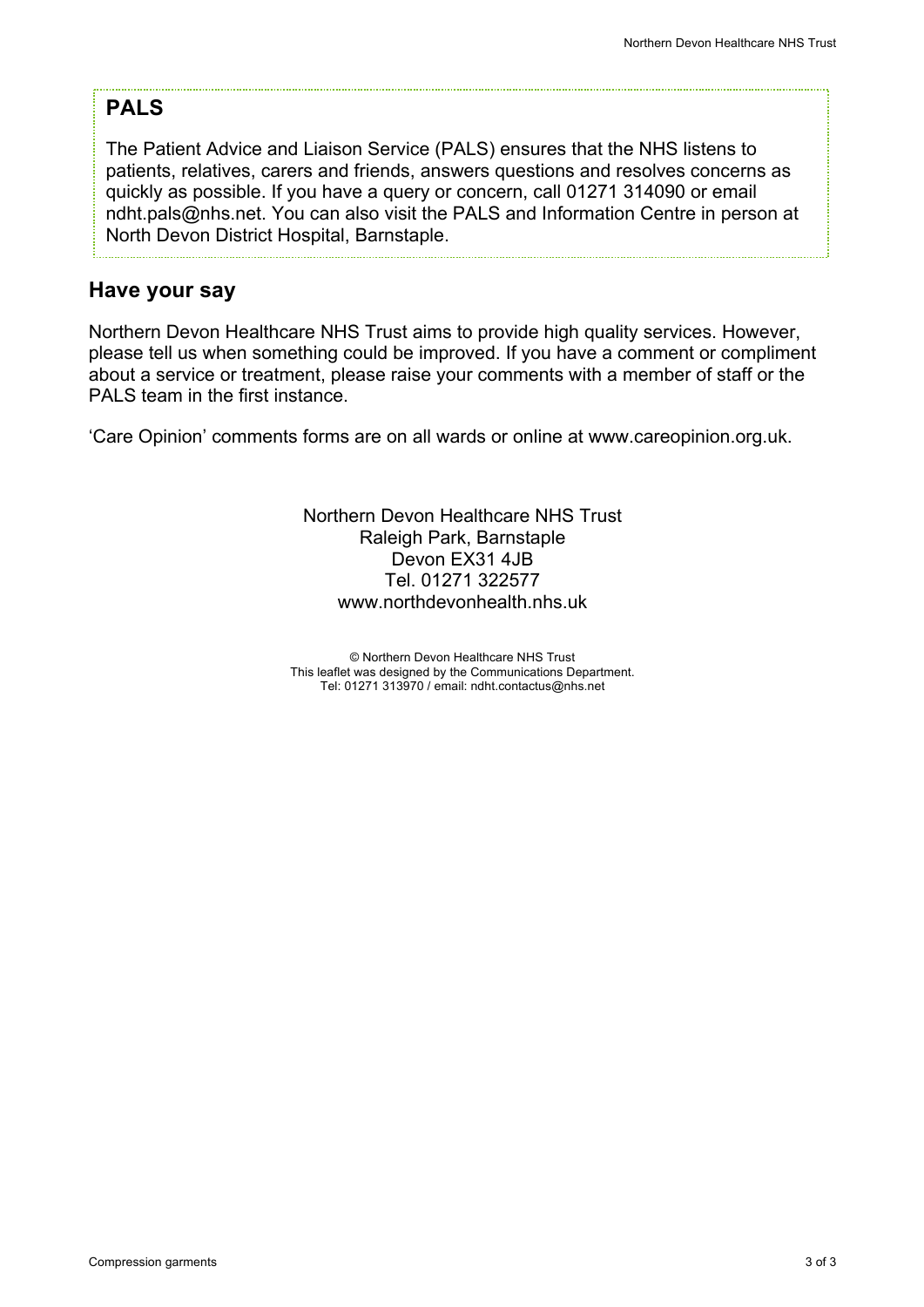## PALS

The Patient Advice and Liaison Service (PALS) ensures that the NHS listens to patients, relatives, carers and friends, answers questions and resolves concerns as quickly as possible. If you have a query or concern, call 01271 314090 or email ndht.pals@nhs.net. You can also visit the PALS and Information Centre in person at North Devon District Hospital, Barnstaple.

## Have your say

Northern Devon Healthcare NHS Trust aims to provide high quality services. However, please tell us when something could be improved. If you have a comment or compliment about a service or treatment, please raise your comments with a member of staff or the PALS team in the first instance.

'Care Opinion' comments forms are on all wards or online at www.careopinion.org.uk.

Northern Devon Healthcare NHS Trust
Raleigh Park, Barnstaple
Devon EX31 4JB
Tel. 01271 322577
www.northdevonhealth.nhs.uk

© Northern Devon Healthcare NHS Trust
This leaflet was designed by the Communications Department.
Tel: 01271 313970 / email: ndht.contactus@nhs.net